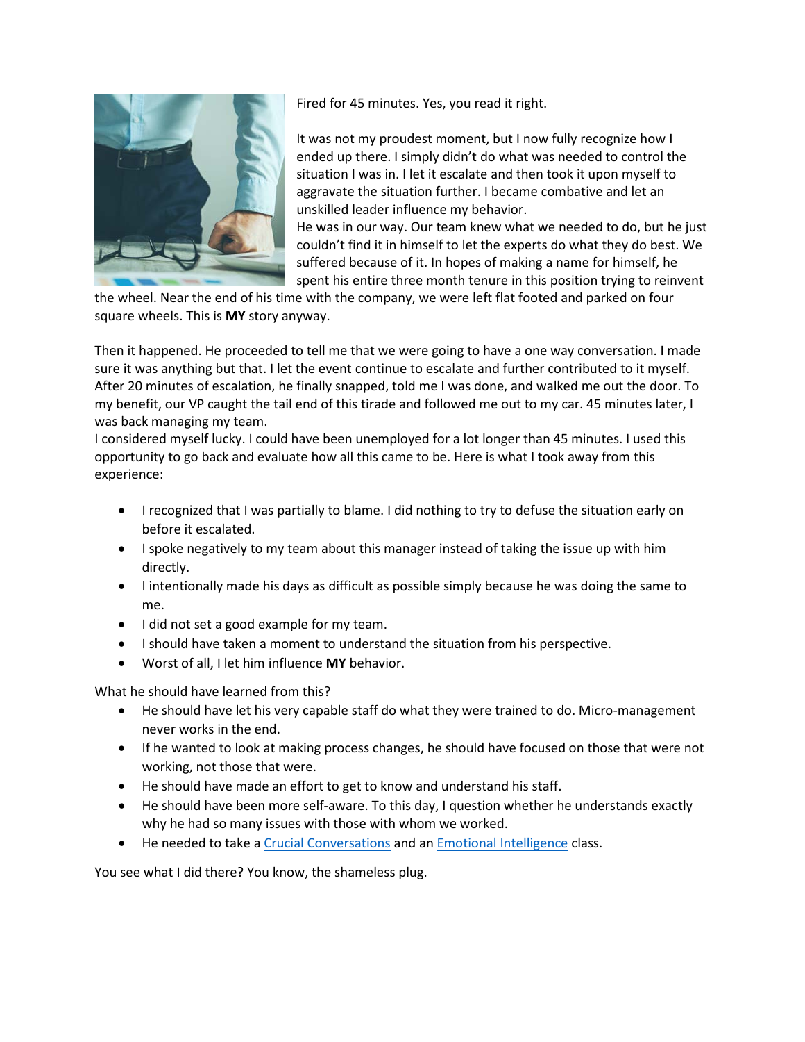Fired for 45 minutes. Yes, you read it right.

It was not my proudest moment, but I now fully recognize how I ended up there. I simply didn't do what was needed to control the situation I was in. I let it escalate and then took it upon myself to aggravate the situation further. I became combative and let an unskilled leader influence my behavior.
He was in our way. Our team knew what we needed to do, but he just couldn't find it in himself to let the experts do what they do best. We suffered because of it. In hopes of making a name for himself, he spent his entire three month tenure in this position trying to reinvent the wheel. Near the end of his time with the company, we were left flat footed and parked on four square wheels. This is **MY** story anyway.

Then it happened. He proceeded to tell me that we were going to have a one way conversation. I made sure it was anything but that. I let the event continue to escalate and further contributed to it myself. After 20 minutes of escalation, he finally snapped, told me I was done, and walked me out the door. To my benefit, our VP caught the tail end of this tirade and followed me out to my car. 45 minutes later, I was back managing my team.
I considered myself lucky. I could have been unemployed for a lot longer than 45 minutes. I used this opportunity to go back and evaluate how all this came to be. Here is what I took away from this experience:

- I recognized that I was partially to blame. I did nothing to try to defuse the situation early on before it escalated.
- I spoke negatively to my team about this manager instead of taking the issue up with him directly.
- I intentionally made his days as difficult as possible simply because he was doing the same to me.
- I did not set a good example for my team.
- I should have taken a moment to understand the situation from his perspective.
- Worst of all, I let him influence **MY** behavior.

What he should have learned from this?

- He should have let his very capable staff do what they were trained to do. Micro-management never works in the end.
- If he wanted to look at making process changes, he should have focused on those that were not working, not those that were.
- He should have made an effort to get to know and understand his staff.
- He should have been more self-aware. To this day, I question whether he understands exactly why he had so many issues with those with whom we worked.
- He needed to take a Crucial Conversations and an Emotional Intelligence class.

You see what I did there? You know, the shameless plug.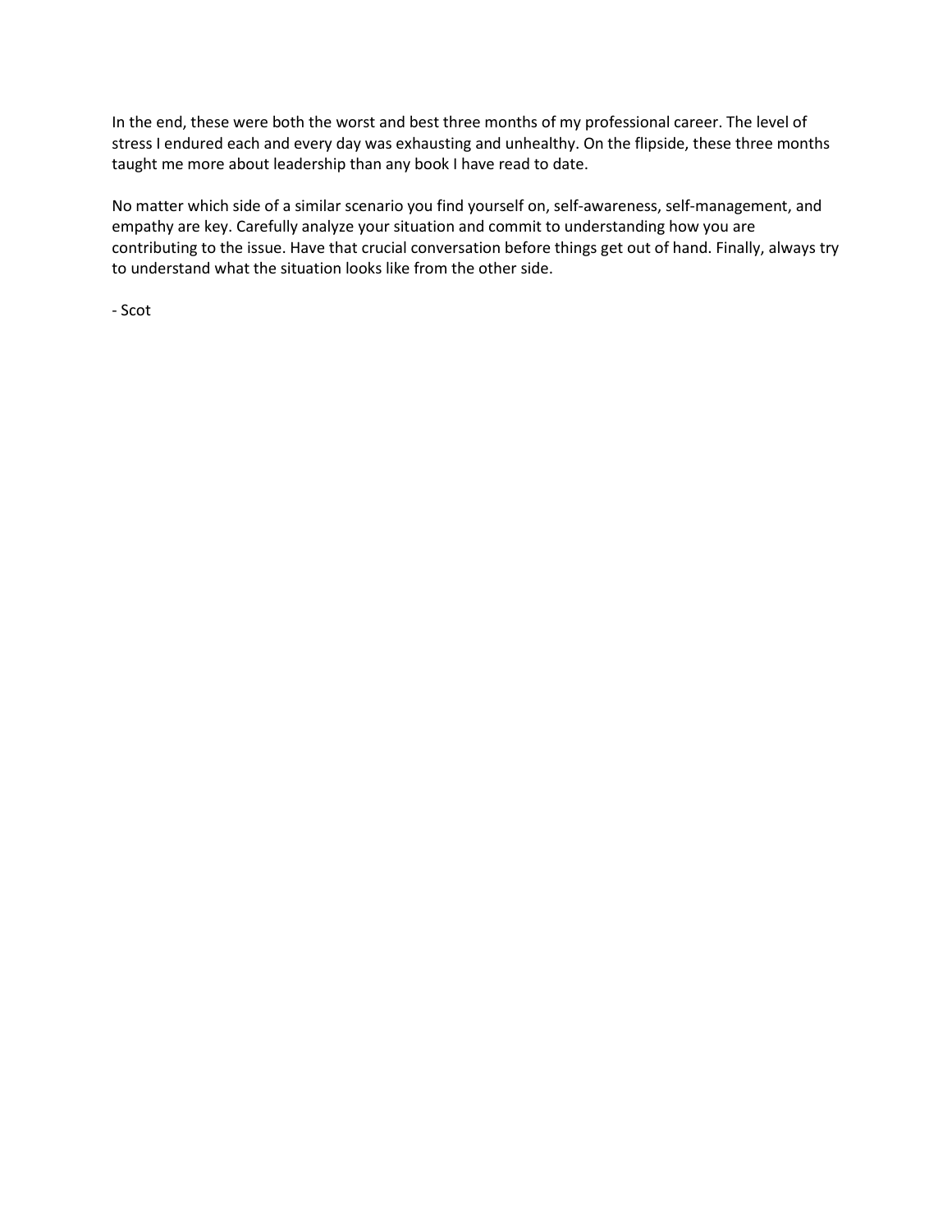In the end, these were both the worst and best three months of my professional career. The level of stress I endured each and every day was exhausting and unhealthy. On the flipside, these three months taught me more about leadership than any book I have read to date.

No matter which side of a similar scenario you find yourself on, self-awareness, self-management, and empathy are key. Carefully analyze your situation and commit to understanding how you are contributing to the issue. Have that crucial conversation before things get out of hand. Finally, always try to understand what the situation looks like from the other side.

- Scot